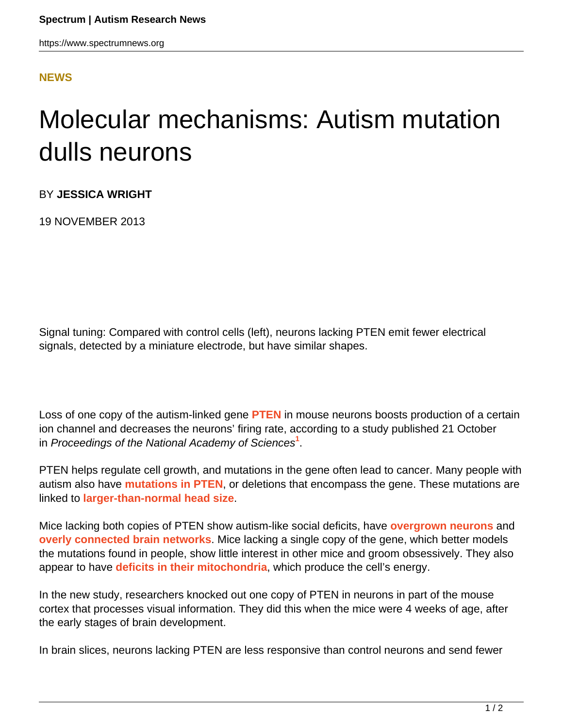**NEWS**

# Molecular mechanisms: Autism mutation dulls neurons

BY **JESSICA WRIGHT**

19 NOVEMBER 2013

Signal tuning: Compared with control cells (left), neurons lacking PTEN emit fewer electrical signals, detected by a miniature electrode, but have similar shapes.

Loss of one copy of the autism-linked gene **PTEN** in mouse neurons boosts production of a certain ion channel and decreases the neurons' firing rate, according to a study published 21 October in *Proceedings of the National Academy of Sciences*[1].

PTEN helps regulate cell growth, and mutations in the gene often lead to cancer. Many people with autism also have **mutations in PTEN**, or deletions that encompass the gene. These mutations are linked to **larger-than-normal head size**.

Mice lacking both copies of PTEN show autism-like social deficits, have **overgrown neurons** and **overly connected brain networks**. Mice lacking a single copy of the gene, which better models the mutations found in people, show little interest in other mice and groom obsessively. They also appear to have **deficits in their mitochondria**, which produce the cell's energy.

In the new study, researchers knocked out one copy of PTEN in neurons in part of the mouse cortex that processes visual information. They did this when the mice were 4 weeks of age, after the early stages of brain development.

In brain slices, neurons lacking PTEN are less responsive than control neurons and send fewer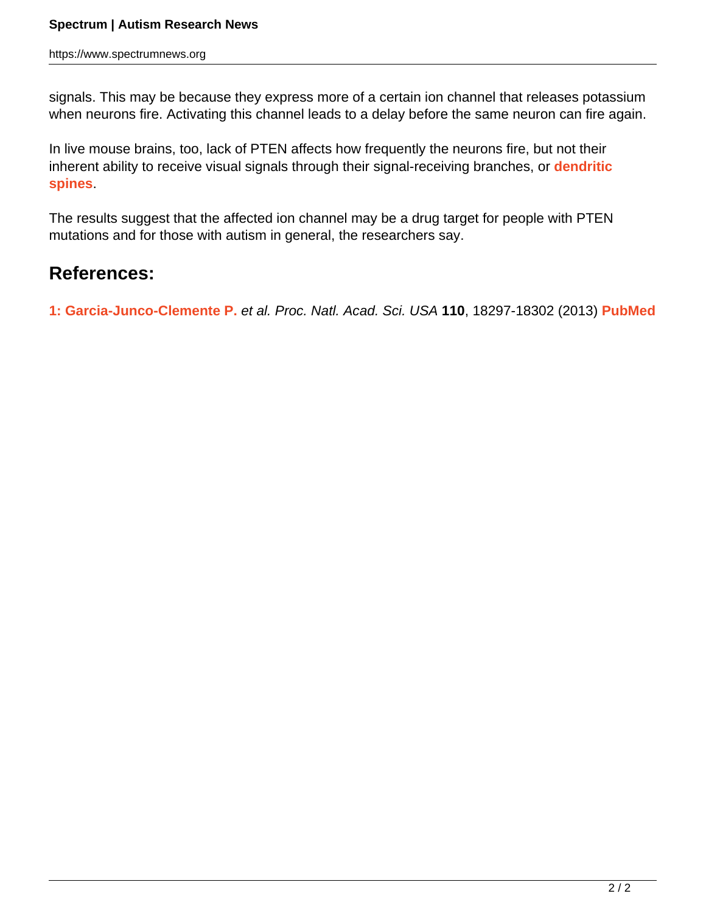signals. This may be because they express more of a certain ion channel that releases potassium when neurons fire. Activating this channel leads to a delay before the same neuron can fire again.

In live mouse brains, too, lack of PTEN affects how frequently the neurons fire, but not their inherent ability to receive visual signals through their signal-receiving branches, or **dendritic spines**.

The results suggest that the affected ion channel may be a drug target for people with PTEN mutations and for those with autism in general, the researchers say.

## References:

**1: Garcia-Junco-Clemente P.** *et al. Proc. Natl. Acad. Sci. USA* **110**, 18297-18302 (2013) **PubMed**